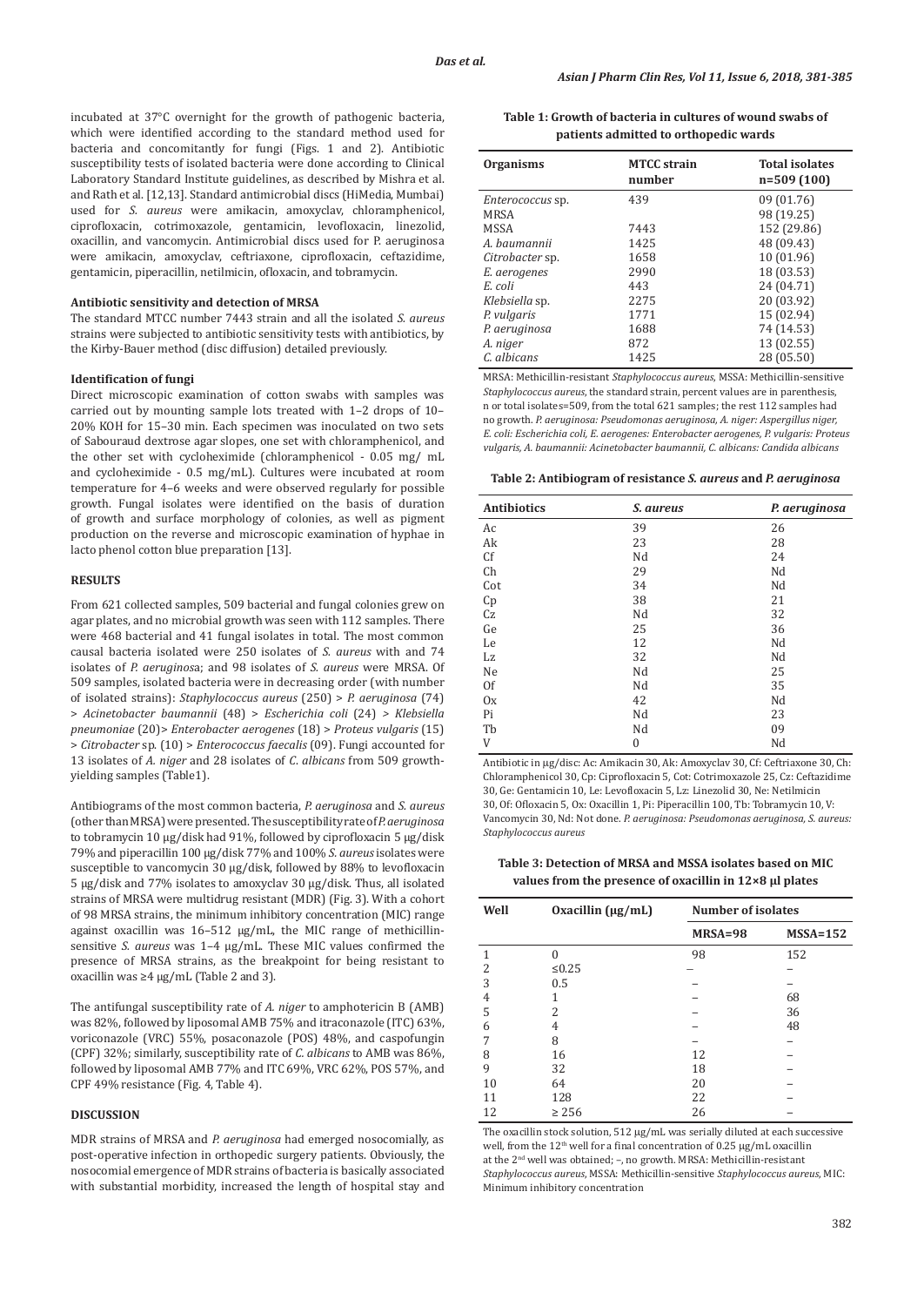incubated at 37°C overnight for the growth of pathogenic bacteria, which were identified according to the standard method used for bacteria and concomitantly for fungi (Figs. 1 and 2). Antibiotic susceptibility tests of isolated bacteria were done according to Clinical Laboratory Standard Institute guidelines, as described by Mishra et al. and Rath et al. [12,13]. Standard antimicrobial discs (HiMedia, Mumbai) used for *S. aureus* were amikacin, amoxyclav, chloramphenicol, ciprofloxacin, cotrimoxazole, gentamicin, levofloxacin, linezolid, oxacillin, and vancomycin. Antimicrobial discs used for P. aeruginosa were amikacin, amoxyclav, ceftriaxone, ciprofloxacin, ceftazidime, gentamicin, piperacillin, netilmicin, ofloxacin, and tobramycin.

#### Antibiotic sensitivity and detection of MRSA

The standard MTCC number 7443 strain and all the isolated *S. aureus* strains were subjected to antibiotic sensitivity tests with antibiotics, by the Kirby-Bauer method (disc diffusion) detailed previously.

#### Identification of fungi

Direct microscopic examination of cotton swabs with samples was carried out by mounting sample lots treated with 1–2 drops of 10–20% KOH for 15–30 min. Each specimen was inoculated on two sets of Sabouraud dextrose agar slopes, one set with chloramphenicol, and the other set with cycloheximide (chloramphenicol - 0.05 mg/ mL and cycloheximide - 0.5 mg/mL). Cultures were incubated at room temperature for 4–6 weeks and were observed regularly for possible growth. Fungal isolates were identified on the basis of duration of growth and surface morphology of colonies, as well as pigment production on the reverse and microscopic examination of hyphae in lacto phenol cotton blue preparation [13].

### RESULTS

From 621 collected samples, 509 bacterial and fungal colonies grew on agar plates, and no microbial growth was seen with 112 samples. There were 468 bacterial and 41 fungal isolates in total. The most common causal bacteria isolated were 250 isolates of *S. aureus* with and 74 isolates of *P. aeruginosa*; and 98 isolates of *S. aureus* were MRSA. Of 509 samples, isolated bacteria were in decreasing order (with number of isolated strains): *Staphylococcus aureus* (250) > *P. aeruginosa* (74) > *Acinetobacter baumannii* (48) > *Escherichia coli* (24) > *Klebsiella pneumoniae* (20)> *Enterobacter aerogenes* (18) > *Proteus vulgaris* (15) > *Citrobacter* sp. (10) > *Enterococcus faecalis* (09). Fungi accounted for 13 isolates of *A. niger* and 28 isolates of *C. albicans* from 509 growth-yielding samples (Table1).

Antibiograms of the most common bacteria, *P. aeruginosa* and *S. aureus* (other than MRSA) were presented. The susceptibility rate of *P. aeruginosa* to tobramycin 10 μg/disk had 91%, followed by ciprofloxacin 5 μg/disk 79% and piperacillin 100 μg/disk 77% and 100% *S. aureus* isolates were susceptible to vancomycin 30 μg/disk, followed by 88% to levofloxacin 5 μg/disk and 77% isolates to amoxyclav 30 μg/disk. Thus, all isolated strains of MRSA were multidrug resistant (MDR) (Fig. 3). With a cohort of 98 MRSA strains, the minimum inhibitory concentration (MIC) range against oxacillin was 16–512 μg/mL, the MIC range of methicillin-sensitive *S. aureus* was 1–4 μg/mL. These MIC values confirmed the presence of MRSA strains, as the breakpoint for being resistant to oxacillin was ≥4 μg/mL (Table 2 and 3).

The antifungal susceptibility rate of *A. niger* to amphotericin B (AMB) was 82%, followed by liposomal AMB 75% and itraconazole (ITC) 63%, voriconazole (VRC) 55%, posaconazole (POS) 48%, and caspofungin (CPF) 32%; similarly, susceptibility rate of *C. albicans* to AMB was 86%, followed by liposomal AMB 77% and ITC 69%, VRC 62%, POS 57%, and CPF 49% resistance (Fig. 4, Table 4).

### DISCUSSION

MDR strains of MRSA and *P. aeruginosa* had emerged nosocomially, as post-operative infection in orthopedic surgery patients. Obviously, the nosocomial emergence of MDR strains of bacteria is basically associated with substantial morbidity, increased the length of hospital stay and

**Table 1: Growth of bacteria in cultures of wound swabs of patients admitted to orthopedic wards**

| Organisms | MTCC strain number | Total isolates n=509 (100) |
|---|---|---|
| *Enterococcus* sp. | 439 | 09 (01.76) |
| MRSA | | 98 (19.25) |
| MSSA | 7443 | 152 (29.86) |
| *A. baumannii* | 1425 | 48 (09.43) |
| *Citrobacter* sp. | 1658 | 10 (01.96) |
| *E. aerogenes* | 2990 | 18 (03.53) |
| *E. coli* | 443 | 24 (04.71) |
| *Klebsiella* sp. | 2275 | 20 (03.92) |
| *P. vulgaris* | 1771 | 15 (02.94) |
| *P. aeruginosa* | 1688 | 74 (14.53) |
| *A. niger* | 872 | 13 (02.55) |
| *C. albicans* | 1425 | 28 (05.50) |

MRSA: Methicillin-resistant *Staphylococcus aureus*, MSSA: Methicillin-sensitive *Staphylococcus aureus*, the standard strain, percent values are in parenthesis, n or total isolates=509, from the total 621 samples; the rest 112 samples had no growth. *P. aeruginosa: Pseudomonas aeruginosa, A. niger: Aspergillus niger, E. coli: Escherichia coli, E. aerogenes: Enterobacter aerogenes, P. vulgaris: Proteus vulgaris, A. baumannii: Acinetobacter baumannii, C. albicans: Candida albicans*

**Table 2: Antibiogram of resistance *S. aureus* and *P. aeruginosa***

| Antibiotics | *S. aureus* | *P. aeruginosa* |
|---|---|---|
| Ac | 39 | 26 |
| Ak | 23 | 28 |
| Cf | Nd | 24 |
| Ch | 29 | Nd |
| Cot | 34 | Nd |
| Cp | 38 | 21 |
| Cz | Nd | 32 |
| Ge | 25 | 36 |
| Le | 12 | Nd |
| Lz | 32 | Nd |
| Ne | Nd | 25 |
| Of | Nd | 35 |
| Ox | 42 | Nd |
| Pi | Nd | 23 |
| Tb | Nd | 09 |
| V | 0 | Nd |

Antibiotic in μg/disc: Ac: Amikacin 30, Ak: Amoxyclav 30, Cf: Ceftriaxone 30, Ch: Chloramphenicol 30, Cp: Ciprofloxacin 5, Cot: Cotrimoxazole 25, Cz: Ceftazidime 30, Ge: Gentamicin 10, Le: Levofloxacin 5, Lz: Linezolid 30, Ne: Netilmicin 30, Of: Ofloxacin 5, Ox: Oxacillin 1, Pi: Piperacillin 100, Tb: Tobramycin 10, V: Vancomycin 30, Nd: Not done. *P. aeruginosa: Pseudomonas aeruginosa, S. aureus: Staphylococcus aureus*

**Table 3: Detection of MRSA and MSSA isolates based on MIC values from the presence of oxacillin in 12×8 μl plates**

| Well | Oxacillin (μg/mL) | Number of isolates | |
|---|---|---|---|
| | | MRSA=98 | MSSA=152 |
| 1 | 0 | 98 | 152 |
| 2 | ≤0.25 | – | – |
| 3 | 0.5 | – | – |
| 4 | 1 | – | 68 |
| 5 | 2 | – | 36 |
| 6 | 4 | – | 48 |
| 7 | 8 | – | – |
| 8 | 16 | 12 | – |
| 9 | 32 | 18 | – |
| 10 | 64 | 20 | – |
| 11 | 128 | 22 | – |
| 12 | ≥ 256 | 26 | – |

The oxacillin stock solution, 512 μg/mL was serially diluted at each successive well, from the 12th well for a final concentration of 0.25 μg/mL oxacillin at the 2nd well was obtained; –, no growth. MRSA: Methicillin-resistant *Staphylococcus aureus*, MSSA: Methicillin-sensitive *Staphylococcus aureus*, MIC: Minimum inhibitory concentration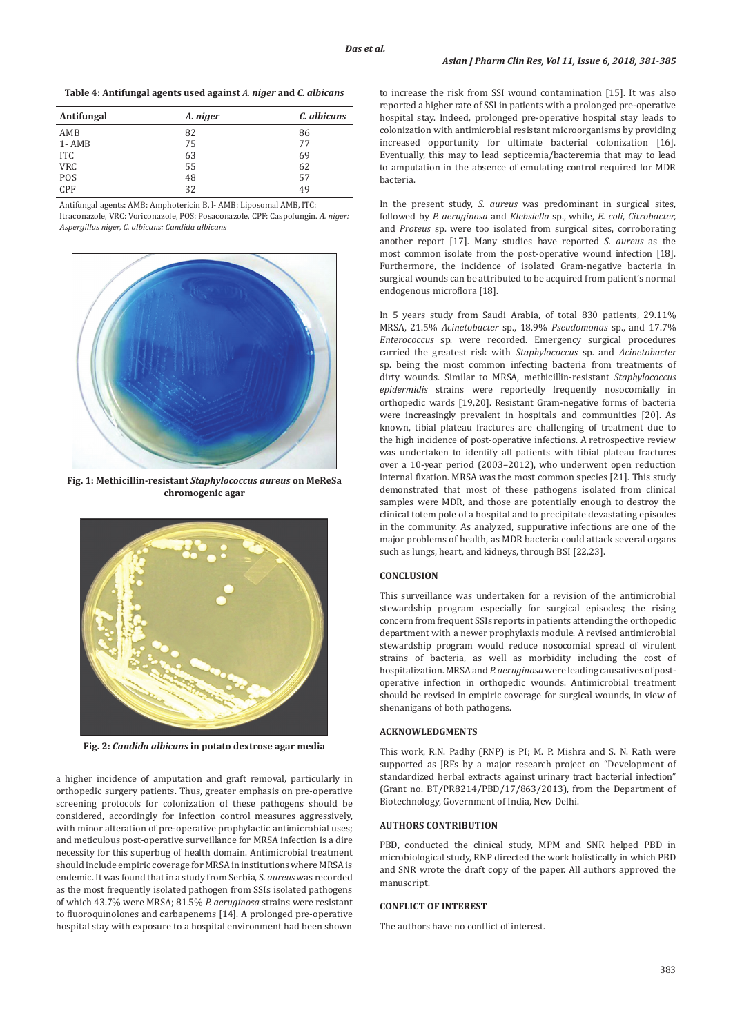**Table 4: Antifungal agents used against *A. niger* and *C. albicans***

| Antifungal | *A. niger* | *C. albicans* |
|---|---|---|
| AMB | 82 | 86 |
| 1- AMB | 75 | 77 |
| ITC | 63 | 69 |
| VRC | 55 | 62 |
| POS | 48 | 57 |
| CPF | 32 | 49 |

Antifungal agents: AMB: Amphotericin B, l- AMB: Liposomal AMB, ITC: Itraconazole, VRC: Voriconazole, POS: Posaconazole, CPF: Caspofungin. *A. niger: Aspergillus niger, C. albicans: Candida albicans*

**Fig. 1: Methicillin-resistant *Staphylococcus aureus* on MeReSa chromogenic agar**

**Fig. 2: *Candida albicans* in potato dextrose agar media**

a higher incidence of amputation and graft removal, particularly in orthopedic surgery patients. Thus, greater emphasis on pre-operative screening protocols for colonization of these pathogens should be considered, accordingly for infection control measures aggressively, with minor alteration of pre-operative prophylactic antimicrobial uses; and meticulous post-operative surveillance for MRSA infection is a dire necessity for this superbug of health domain. Antimicrobial treatment should include empiric coverage for MRSA in institutions where MRSA is endemic. It was found that in a study from Serbia, *S. aureus* was recorded as the most frequently isolated pathogen from SSIs isolated pathogens of which 43.7% were MRSA; 81.5% *P. aeruginosa* strains were resistant to fluoroquinolones and carbapenems [14]. A prolonged pre-operative hospital stay with exposure to a hospital environment had been shown to increase the risk from SSI wound contamination [15]. It was also reported a higher rate of SSI in patients with a prolonged pre-operative hospital stay. Indeed, prolonged pre-operative hospital stay leads to colonization with antimicrobial resistant microorganisms by providing increased opportunity for ultimate bacterial colonization [16]. Eventually, this may to lead septicemia/bacteremia that may to lead to amputation in the absence of emulating control required for MDR bacteria.

In the present study, *S. aureus* was predominant in surgical sites, followed by *P. aeruginosa* and *Klebsiella* sp., while, *E. coli*, *Citrobacter,* and *Proteus* sp. were too isolated from surgical sites, corroborating another report [17]. Many studies have reported *S. aureus* as the most common isolate from the post-operative wound infection [18]. Furthermore, the incidence of isolated Gram-negative bacteria in surgical wounds can be attributed to be acquired from patient's normal endogenous microflora [18].

In 5 years study from Saudi Arabia, of total 830 patients, 29.11% MRSA, 21.5% *Acinetobacter* sp., 18.9% *Pseudomonas* sp., and 17.7% *Enterococcus* sp. were recorded. Emergency surgical procedures carried the greatest risk with *Staphylococcus* sp. and *Acinetobacter* sp. being the most common infecting bacteria from treatments of dirty wounds. Similar to MRSA, methicillin-resistant *Staphylococcus epidermidis* strains were reportedly frequently nosocomially in orthopedic wards [19,20]. Resistant Gram-negative forms of bacteria were increasingly prevalent in hospitals and communities [20]. As known, tibial plateau fractures are challenging of treatment due to the high incidence of post-operative infections. A retrospective review was undertaken to identify all patients with tibial plateau fractures over a 10-year period (2003–2012), who underwent open reduction internal fixation. MRSA was the most common species [21]. This study demonstrated that most of these pathogens isolated from clinical samples were MDR, and those are potentially enough to destroy the clinical totem pole of a hospital and to precipitate devastating episodes in the community. As analyzed, suppurative infections are one of the major problems of health, as MDR bacteria could attack several organs such as lungs, heart, and kidneys, through BSI [22,23].

## CONCLUSION

This surveillance was undertaken for a revision of the antimicrobial stewardship program especially for surgical episodes; the rising concern from frequent SSIs reports in patients attending the orthopedic department with a newer prophylaxis module. A revised antimicrobial stewardship program would reduce nosocomial spread of virulent strains of bacteria, as well as morbidity including the cost of hospitalization. MRSA and *P. aeruginosa* were leading causatives of post-operative infection in orthopedic wounds. Antimicrobial treatment should be revised in empiric coverage for surgical wounds, in view of shenanigans of both pathogens.

## ACKNOWLEDGMENTS

This work, R.N. Padhy (RNP) is PI; M. P. Mishra and S. N. Rath were supported as JRFs by a major research project on "Development of standardized herbal extracts against urinary tract bacterial infection" (Grant no. BT/PR8214/PBD/17/863/2013), from the Department of Biotechnology, Government of India, New Delhi.

## AUTHORS CONTRIBUTION

PBD, conducted the clinical study, MPM and SNR helped PBD in microbiological study, RNP directed the work holistically in which PBD and SNR wrote the draft copy of the paper. All authors approved the manuscript.

## CONFLICT OF INTEREST

The authors have no conflict of interest.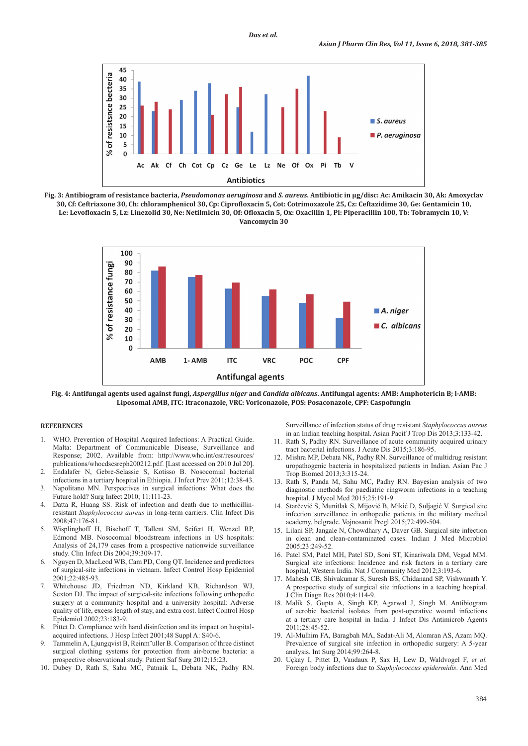Fig. 3: Antibiogram of resistance bacteria, *Pseudomonas aeruginosa* and *S. aureus*. Antibiotic in µg/disc: Ac: Amikacin 30, Ak: Amoxyclav 30, Cf: Ceftriaxone 30, Ch: chloramphenicol 30, Cp: Ciprofloxacin 5, Cot: Cotrimoxazole 25, Cz: Ceftazidime 30, Ge: Gentamicin 10, Le: Levofloxacin 5, Lz: Linezolid 30, Ne: Netilmicin 30, Of: Ofloxacin 5, Ox: Oxacillin 1, Pi: Piperacillin 100, Tb: Tobramycin 10, V: Vancomycin 30

Fig. 4: Antifungal agents used against fungi, *Aspergillus niger* and *Candida albicans*. Antifungal agents: AMB: Amphotericin B; l-AMB: Liposomal AMB, ITC: Itraconazole, VRC: Voriconazole, POS: Posaconazole, CPF: Caspofungin

## REFERENCES

1. WHO. Prevention of Hospital Acquired Infections: A Practical Guide. Malta: Department of Communicable Disease, Surveillance and Response; 2002. Available from: http://www.who.int/csr/resources/publications/whocdscsreph200212.pdf. [Last accessed on 2010 Jul 20].
2. Endalafer N, Gebre-Selassie S, Kotisso B. Nosocomial bacterial infections in a tertiary hospital in Ethiopia. J Infect Prev 2011;12:38-43.
3. Napolitano MN. Perspectives in surgical infections: What does the Future hold? Surg Infect 2010; 11:111-23.
4. Datta R, Huang SS. Risk of infection and death due to methicillin-resistant *Staphylococcus aureus* in long-term carriers. Clin Infect Dis 2008;47:176-81.
5. Wisplinghoff H, Bischoff T, Tallent SM, Seifert H, Wenzel RP, Edmond MB. Nosocomial bloodstream infections in US hospitals: Analysis of 24,179 cases from a prospective nationwide surveillance study. Clin Infect Dis 2004;39:309-17.
6. Nguyen D, MacLeod WB, Cam PD, Cong QT. Incidence and predictors of surgical-site infections in vietnam. Infect Control Hosp Epidemiol 2001;22:485-93.
7. Whitehouse JD, Friedman ND, Kirkland KB, Richardson WJ, Sexton DJ. The impact of surgical-site infections following orthopedic surgery at a community hospital and a university hospital: Adverse quality of life, excess length of stay, and extra cost. Infect Control Hosp Epidemiol 2002;23:183-9.
8. Pittet D. Compliance with hand disinfection and its impact on hospital-acquired infections. J Hosp Infect 2001;48 Suppl A: S40-6.
9. Tammelin A, Ljungqvist B, Reinm¨uller B. Comparison of three distinct surgical clothing systems for protection from air-borne bacteria: a prospective observational study. Patient Saf Surg 2012;15:23.
10. Dubey D, Rath S, Sahu MC, Patnaik L, Debata NK, Padhy RN. Surveillance of infection status of drug resistant *Staphylococcus aureus* in an Indian teaching hospital. Asian Pacif J Trop Dis 2013;3:133-42.
11. Rath S, Padhy RN. Surveillance of acute community acquired urinary tract bacterial infections. J Acute Dis 2015;3:186-95.
12. Mishra MP, Debata NK, Padhy RN. Surveillance of multidrug resistant uropathogenic bacteria in hospitalized patients in Indian. Asian Pac J Trop Biomed 2013;3:315-24.
13. Rath S, Panda M, Sahu MC, Padhy RN. Bayesian analysis of two diagnostic methods for paediatric ringworm infections in a teaching hospital. J Mycol Med 2015;25:191-9.
14. Starčević S, Munitlak S, Mijović B, Mikić D, Suljagić V. Surgical site infection surveillance in orthopedic patients in the military medical academy, belgrade. Vojnosanit Pregl 2015;72:499-504.
15. Lilani SP, Jangale N, Chowdhary A, Daver GB. Surgical site infection in clean and clean-contaminated cases. Indian J Med Microbiol 2005;23:249-52.
16. Patel SM, Patel MH, Patel SD, Soni ST, Kinariwala DM, Vegad MM. Surgical site infections: Incidence and risk factors in a tertiary care hospital, Western India. Nat J Community Med 2012;3:193-6.
17. Mahesh CB, Shivakumar S, Suresh BS, Chidanand SP, Vishwanath Y. A prospective study of surgical site infections in a teaching hospital. J Clin Diagn Res 2010;4:114-9.
18. Malik S, Gupta A, Singh KP, Agarwal J, Singh M. Antibiogram of aerobic bacterial isolates from post-operative wound infections at a tertiary care hospital in India. J Infect Dis Antimicrob Agents 2011;28:45-52.
19. Al-Mulhim FA, Baragbah MA, Sadat-Ali M, Alomran AS, Azam MQ. Prevalence of surgical site infection in orthopedic surgery: A 5-year analysis. Int Surg 2014;99:264-8.
20. Uçkay I, Pittet D, Vaudaux P, Sax H, Lew D, Waldvogel F, *et al.* Foreign body infections due to *Staphylococcus epidermidis*. Ann Med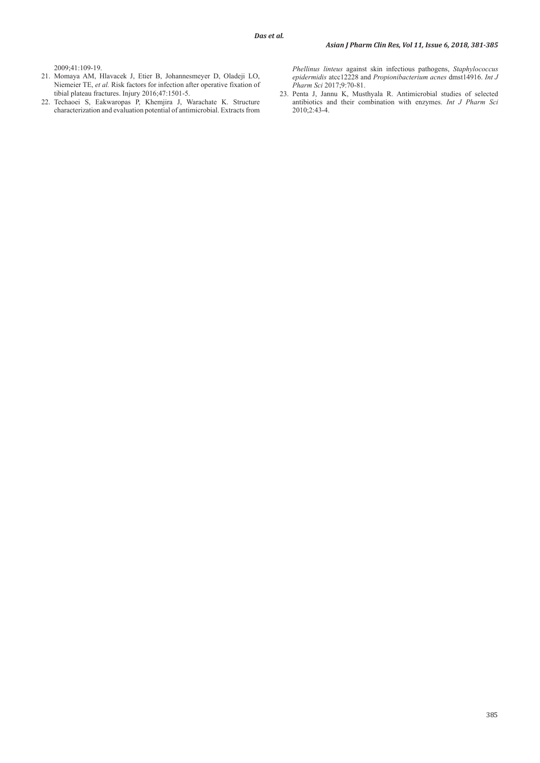2009;41:109-19.

21. Momaya AM, Hlavacek J, Etier B, Johannesmeyer D, Oladeji LO, Niemeier TE, *et al.* Risk factors for infection after operative fixation of tibial plateau fractures. Injury 2016;47:1501-5.
22. Techaoei S, Eakwaropas P, Khemjira J, Warachate K. Structure characterization and evaluation potential of antimicrobial. Extracts from *Phellinus linteus* against skin infectious pathogens, *Staphylococcus epidermidis* atcc12228 and *Propionibacterium acnes* dmst14916. *Int J Pharm Sci* 2017;9:70-81.
23. Penta J, Jannu K, Musthyala R. Antimicrobial studies of selected antibiotics and their combination with enzymes. *Int J Pharm Sci* 2010;2:43-4.